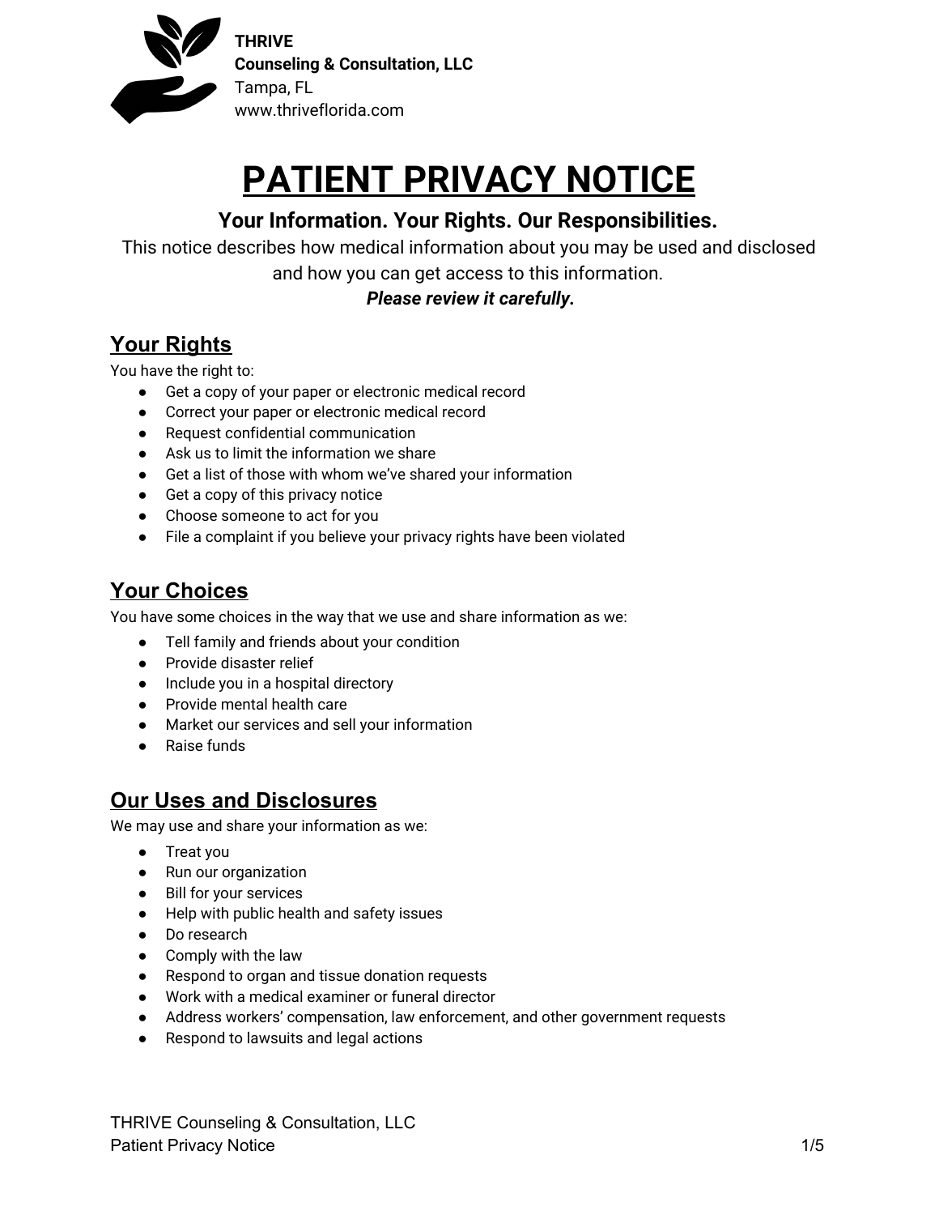**THRIVE**
**Counseling & Consultation, LLC**
Tampa, FL
www.thriveflorida.com

# PATIENT PRIVACY NOTICE

### Your Information. Your Rights. Our Responsibilities.

This notice describes how medical information about you may be used and disclosed and how you can get access to this information.

***Please review it carefully.***

## Your Rights

You have the right to:

- Get a copy of your paper or electronic medical record
- Correct your paper or electronic medical record
- Request confidential communication
- Ask us to limit the information we share
- Get a list of those with whom we've shared your information
- Get a copy of this privacy notice
- Choose someone to act for you
- File a complaint if you believe your privacy rights have been violated

## Your Choices

You have some choices in the way that we use and share information as we:

- Tell family and friends about your condition
- Provide disaster relief
- Include you in a hospital directory
- Provide mental health care
- Market our services and sell your information
- Raise funds

## Our Uses and Disclosures

We may use and share your information as we:

- Treat you
- Run our organization
- Bill for your services
- Help with public health and safety issues
- Do research
- Comply with the law
- Respond to organ and tissue donation requests
- Work with a medical examiner or funeral director
- Address workers' compensation, law enforcement, and other government requests
- Respond to lawsuits and legal actions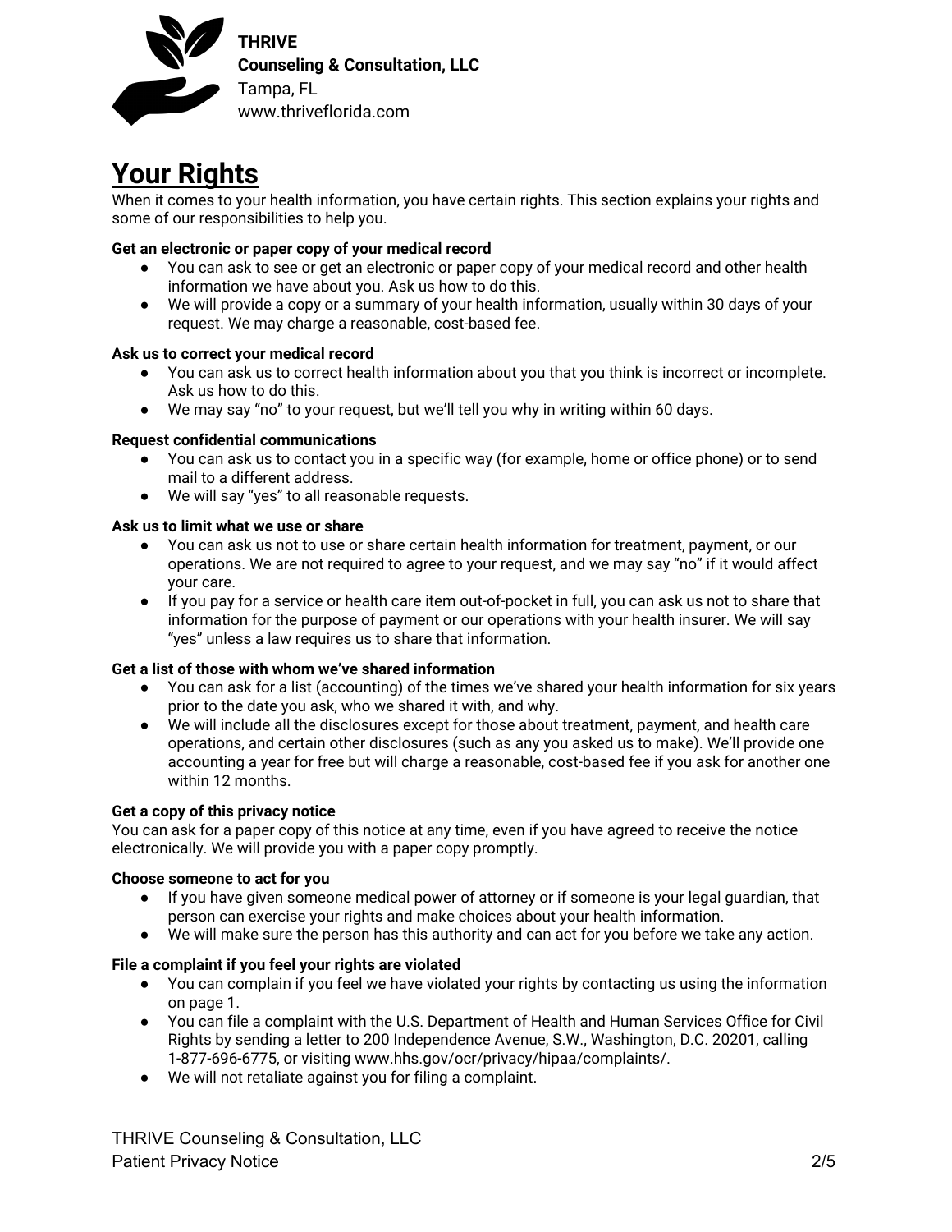**THRIVE**
**Counseling & Consultation, LLC**
Tampa, FL
www.thriveflorida.com

# Your Rights

When it comes to your health information, you have certain rights. This section explains your rights and some of our responsibilities to help you.

**Get an electronic or paper copy of your medical record**

- You can ask to see or get an electronic or paper copy of your medical record and other health information we have about you. Ask us how to do this.
- We will provide a copy or a summary of your health information, usually within 30 days of your request. We may charge a reasonable, cost-based fee.

**Ask us to correct your medical record**

- You can ask us to correct health information about you that you think is incorrect or incomplete. Ask us how to do this.
- We may say "no" to your request, but we'll tell you why in writing within 60 days.

**Request confidential communications**

- You can ask us to contact you in a specific way (for example, home or office phone) or to send mail to a different address.
- We will say "yes" to all reasonable requests.

**Ask us to limit what we use or share**

- You can ask us not to use or share certain health information for treatment, payment, or our operations. We are not required to agree to your request, and we may say "no" if it would affect your care.
- If you pay for a service or health care item out-of-pocket in full, you can ask us not to share that information for the purpose of payment or our operations with your health insurer. We will say "yes" unless a law requires us to share that information.

**Get a list of those with whom we've shared information**

- You can ask for a list (accounting) of the times we've shared your health information for six years prior to the date you ask, who we shared it with, and why.
- We will include all the disclosures except for those about treatment, payment, and health care operations, and certain other disclosures (such as any you asked us to make). We'll provide one accounting a year for free but will charge a reasonable, cost-based fee if you ask for another one within 12 months.

**Get a copy of this privacy notice**

You can ask for a paper copy of this notice at any time, even if you have agreed to receive the notice electronically. We will provide you with a paper copy promptly.

**Choose someone to act for you**

- If you have given someone medical power of attorney or if someone is your legal guardian, that person can exercise your rights and make choices about your health information.
- We will make sure the person has this authority and can act for you before we take any action.

**File a complaint if you feel your rights are violated**

- You can complain if you feel we have violated your rights by contacting us using the information on page 1.
- You can file a complaint with the U.S. Department of Health and Human Services Office for Civil Rights by sending a letter to 200 Independence Avenue, S.W., Washington, D.C. 20201, calling 1-877-696-6775, or visiting www.hhs.gov/ocr/privacy/hipaa/complaints/.
- We will not retaliate against you for filing a complaint.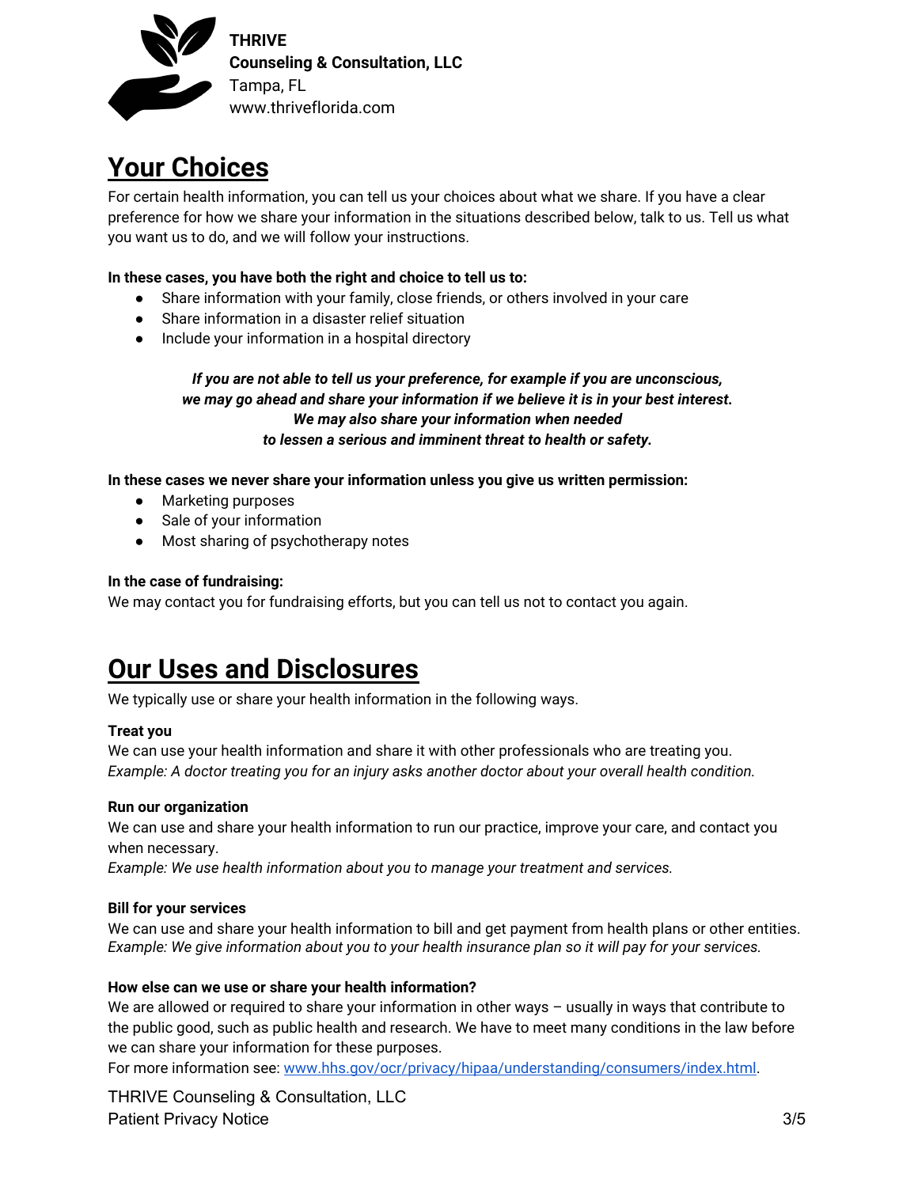## Your Choices

For certain health information, you can tell us your choices about what we share. If you have a clear preference for how we share your information in the situations described below, talk to us. Tell us what you want us to do, and we will follow your instructions.

**In these cases, you have both the right and choice to tell us to:**

- Share information with your family, close friends, or others involved in your care
- Share information in a disaster relief situation
- Include your information in a hospital directory

***If you are not able to tell us your preference, for example if you are unconscious, we may go ahead and share your information if we believe it is in your best interest. We may also share your information when needed to lessen a serious and imminent threat to health or safety.***

**In these cases we never share your information unless you give us written permission:**

- Marketing purposes
- Sale of your information
- Most sharing of psychotherapy notes

**In the case of fundraising:**
We may contact you for fundraising efforts, but you can tell us not to contact you again.

## Our Uses and Disclosures

We typically use or share your health information in the following ways.

**Treat you**
We can use your health information and share it with other professionals who are treating you.
*Example: A doctor treating you for an injury asks another doctor about your overall health condition.*

**Run our organization**
We can use and share your health information to run our practice, improve your care, and contact you when necessary.
*Example: We use health information about you to manage your treatment and services.*

**Bill for your services**
We can use and share your health information to bill and get payment from health plans or other entities.
*Example: We give information about you to your health insurance plan so it will pay for your services.*

**How else can we use or share your health information?**
We are allowed or required to share your information in other ways – usually in ways that contribute to the public good, such as public health and research. We have to meet many conditions in the law before we can share your information for these purposes.
For more information see: www.hhs.gov/ocr/privacy/hipaa/understanding/consumers/index.html.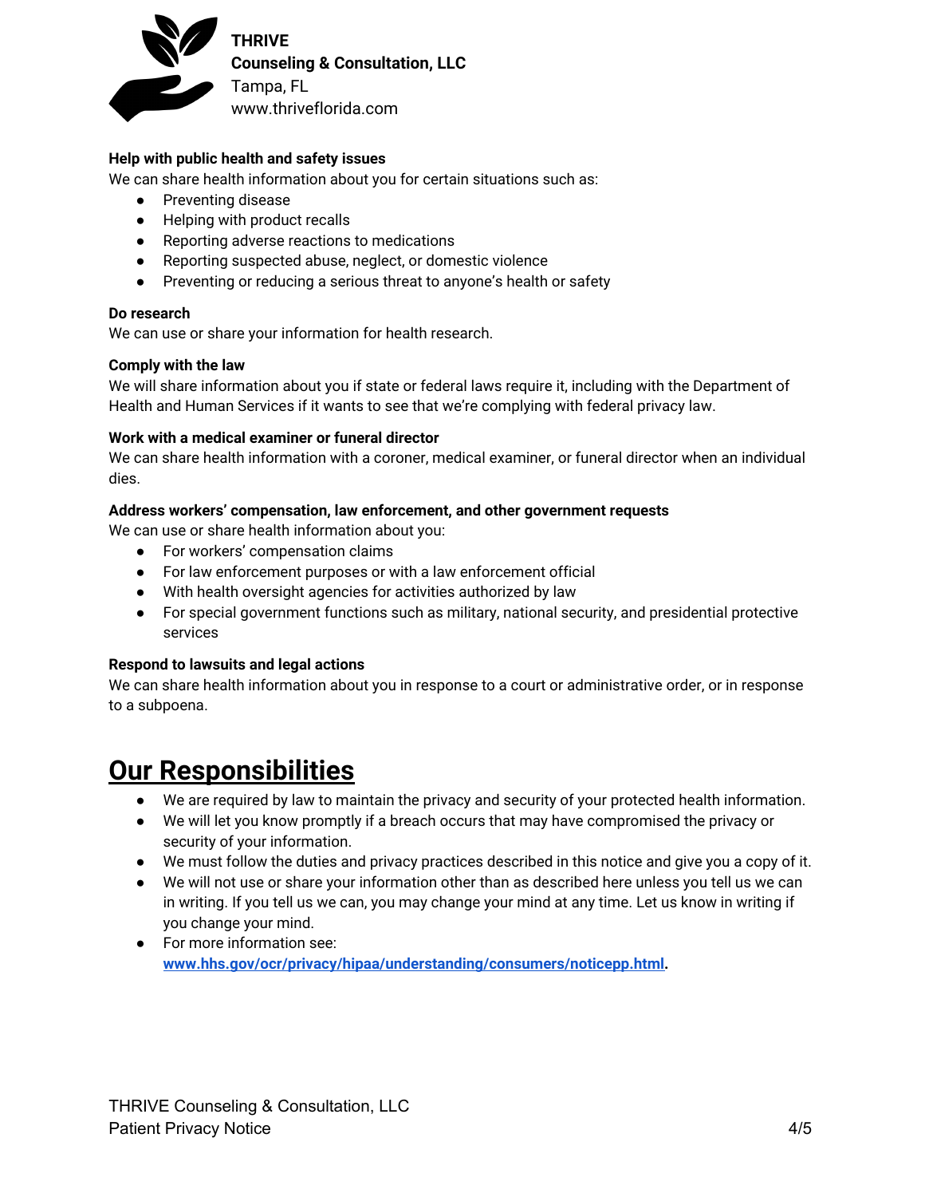**Help with public health and safety issues**

We can share health information about you for certain situations such as:

- Preventing disease
- Helping with product recalls
- Reporting adverse reactions to medications
- Reporting suspected abuse, neglect, or domestic violence
- Preventing or reducing a serious threat to anyone's health or safety

**Do research**

We can use or share your information for health research.

**Comply with the law**

We will share information about you if state or federal laws require it, including with the Department of Health and Human Services if it wants to see that we're complying with federal privacy law.

**Work with a medical examiner or funeral director**

We can share health information with a coroner, medical examiner, or funeral director when an individual dies.

**Address workers' compensation, law enforcement, and other government requests**

We can use or share health information about you:

- For workers' compensation claims
- For law enforcement purposes or with a law enforcement official
- With health oversight agencies for activities authorized by law
- For special government functions such as military, national security, and presidential protective services

**Respond to lawsuits and legal actions**

We can share health information about you in response to a court or administrative order, or in response to a subpoena.

# Our Responsibilities

- We are required by law to maintain the privacy and security of your protected health information.
- We will let you know promptly if a breach occurs that may have compromised the privacy or security of your information.
- We must follow the duties and privacy practices described in this notice and give you a copy of it.
- We will not use or share your information other than as described here unless you tell us we can in writing. If you tell us we can, you may change your mind at any time. Let us know in writing if you change your mind.
- For more information see: **www.hhs.gov/ocr/privacy/hipaa/understanding/consumers/noticepp.html.**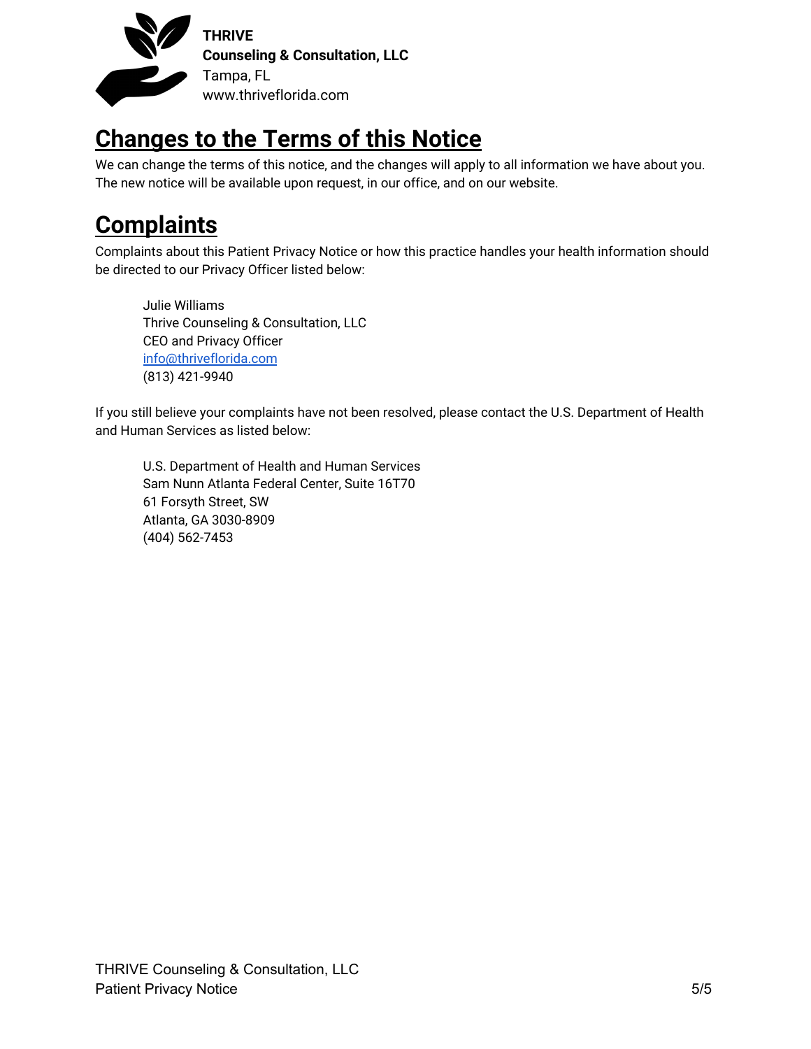**THRIVE**
**Counseling & Consultation, LLC**
Tampa, FL
www.thriveflorida.com

## Changes to the Terms of this Notice

We can change the terms of this notice, and the changes will apply to all information we have about you. The new notice will be available upon request, in our office, and on our website.

## Complaints

Complaints about this Patient Privacy Notice or how this practice handles your health information should be directed to our Privacy Officer listed below:

> Julie Williams
> Thrive Counseling & Consultation, LLC
> CEO and Privacy Officer
> info@thriveflorida.com
> (813) 421-9940

If you still believe your complaints have not been resolved, please contact the U.S. Department of Health and Human Services as listed below:

> U.S. Department of Health and Human Services
> Sam Nunn Atlanta Federal Center, Suite 16T70
> 61 Forsyth Street, SW
> Atlanta, GA 3030-8909
> (404) 562-7453